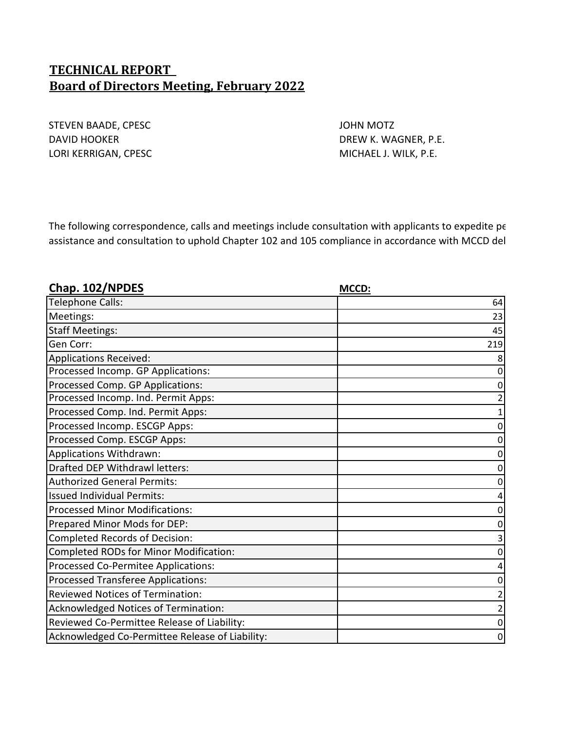# TECHNICAL REPORT
## Board of Directors Meeting, February 2022

STEVEN BADE, CPESC
DAVID HOOKER
LORI KERRIGAN, CPESC
JOHN MOTZ
DREW K. WAGNER, P.E.
MICHAEL J. WILK, P.E.

The following correspondence, calls and meetings include consultation with applicants to expedite pe
assistance and consultation to uphold Chapter 102 and 105 compliance in accordance with MCCD del

| **Chap. 102/NPDES** | **MCCD:** |
|---|---|
| Telephone Calls: | 64 |
| Meetings: | 23 |
| Staff Meetings: | 45 |
| Gen Corr: | 219 |
| Applications Received: | 8 |
| Processed Incomp. GP Applications: | 0 |
| Processed Comp. GP Applications: | 0 |
| Processed Incomp. Ind. Permit Apps: | 2 |
| Processed Comp. Ind. Permit Apps: | 1 |
| Processed Incomp. ESCGP Apps: | 0 |
| Processed Comp. ESCGP Apps: | 0 |
| Applications Withdrawn: | 0 |
| Drafted DEP Withdrawl letters: | 0 |
| Authorized General Permits: | 0 |
| Issued Individual Permits: | 4 |
| Processed Minor Modifications: | 0 |
| Prepared Minor Mods for DEP: | 0 |
| Completed Records of Decision: | 3 |
| Completed RODs for Minor Modification: | 0 |
| Processed Co-Permitee Applications: | 4 |
| Processed Transferee Applications: | 0 |
| Reviewed Notices of Termination: | 2 |
| Acknowledged Notices of Termination: | 2 |
| Reviewed Co-Permittee Release of Liability: | 0 |
| Acknowledged Co-Permittee Release of Liability: | 0 |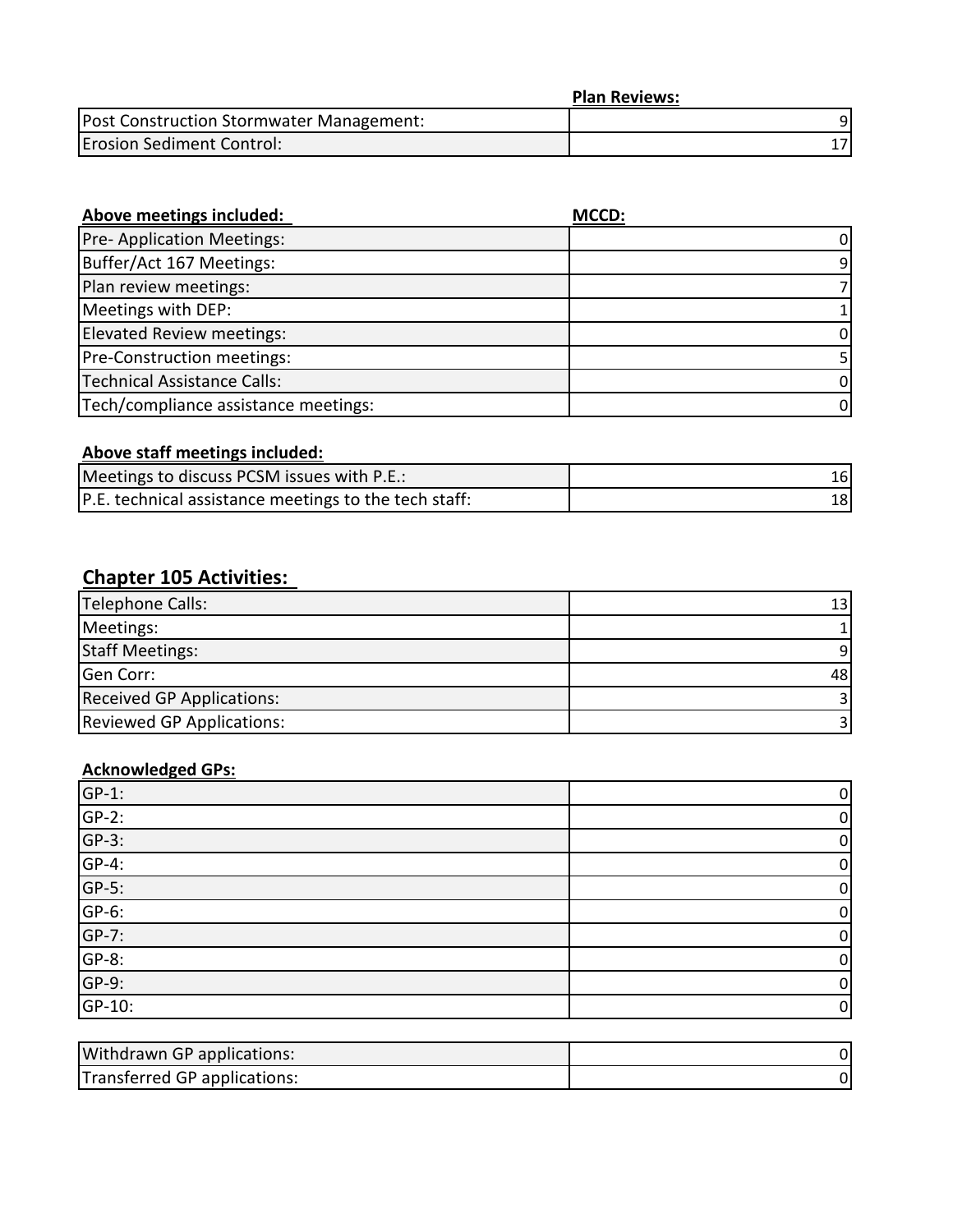| | Plan Reviews: |
|---|---|
| Post Construction Stormwater Management: | 9 |
| Erosion Sediment Control: | 17 |

| Above meetings included: | MCCD: |
|---|---|
| Pre- Application Meetings: | 0 |
| Buffer/Act 167 Meetings: | 9 |
| Plan review meetings: | 7 |
| Meetings with DEP: | 1 |
| Elevated Review meetings: | 0 |
| Pre-Construction meetings: | 5 |
| Technical Assistance Calls: | 0 |
| Tech/compliance assistance meetings: | 0 |

**Above staff meetings included:**

| | |
|---|---|
| Meetings to discuss PCSM issues with P.E.: | 16 |
| P.E. technical assistance meetings to the tech staff: | 18 |

## Chapter 105 Activities:

| | |
|---|---|
| Telephone Calls: | 13 |
| Meetings: | 1 |
| Staff Meetings: | 9 |
| Gen Corr: | 48 |
| Received GP Applications: | 3 |
| Reviewed GP Applications: | 3 |

**Acknowledged GPs:**

| | |
|---|---|
| GP-1: | 0 |
| GP-2: | 0 |
| GP-3: | 0 |
| GP-4: | 0 |
| GP-5: | 0 |
| GP-6: | 0 |
| GP-7: | 0 |
| GP-8: | 0 |
| GP-9: | 0 |
| GP-10: | 0 |

| | |
|---|---|
| Withdrawn GP applications: | 0 |
| Transferred GP applications: | 0 |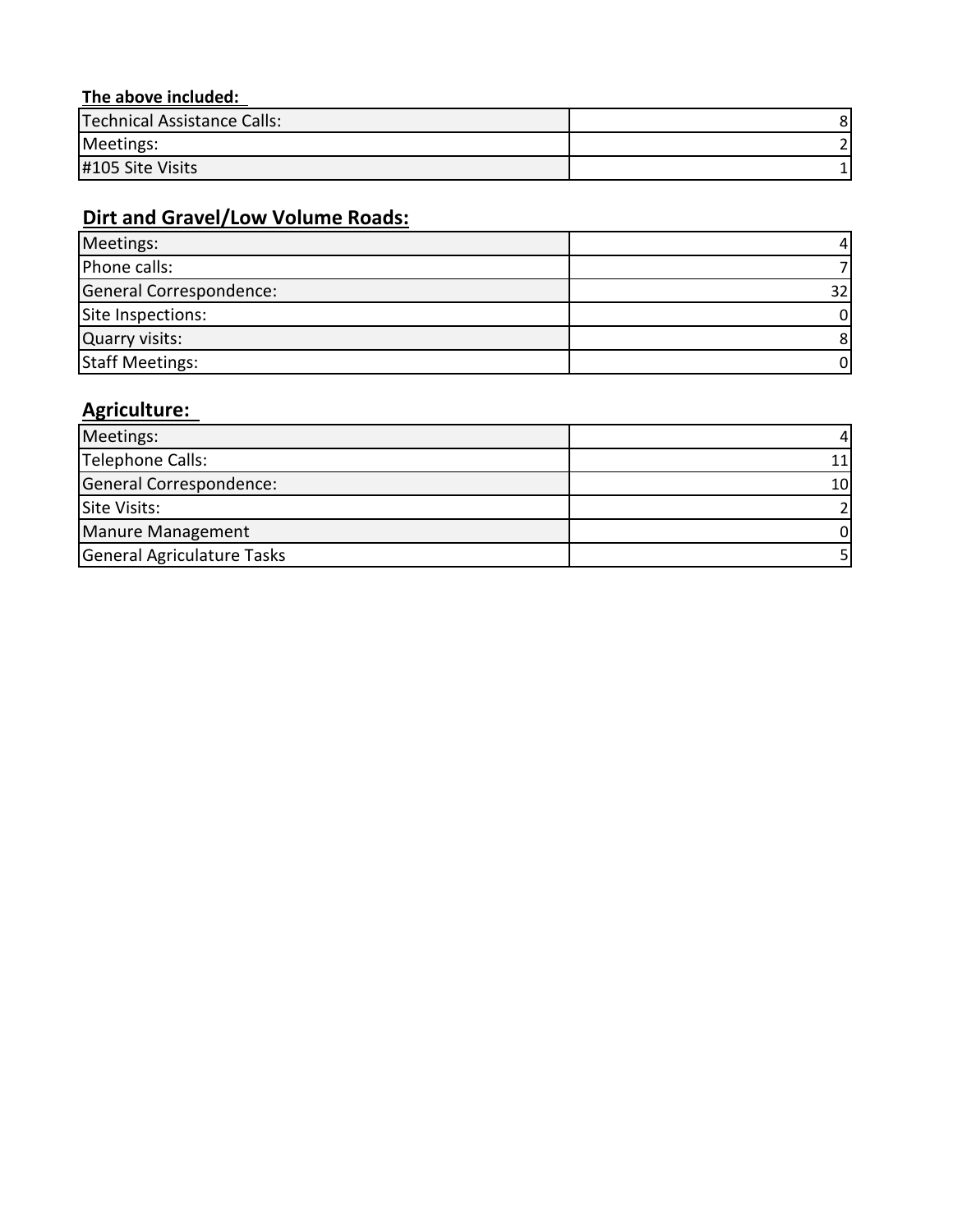**The above included:**

| | |
|---|---|
| Technical Assistance Calls: | 8 |
| Meetings: | 2 |
| #105 Site Visits | 1 |

## Dirt and Gravel/Low Volume Roads:

| | |
|---|---|
| Meetings: | 4 |
| Phone calls: | 7 |
| General Correspondence: | 32 |
| Site Inspections: | 0 |
| Quarry visits: | 8 |
| Staff Meetings: | 0 |

## Agriculture:

| | |
|---|---|
| Meetings: | 4 |
| Telephone Calls: | 11 |
| General Correspondence: | 10 |
| Site Visits: | 2 |
| Manure Management | 0 |
| General Agriculature Tasks | 5 |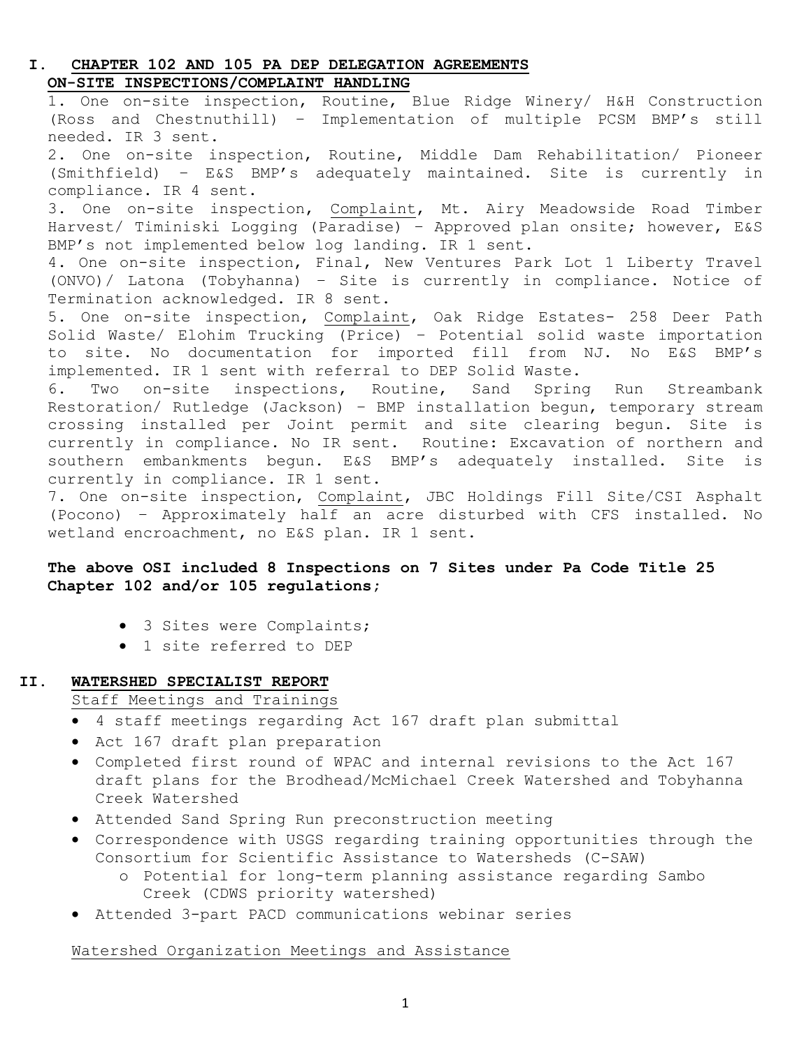## I. CHAPTER 102 AND 105 PA DEP DELEGATION AGREEMENTS

### ON-SITE INSPECTIONS/COMPLAINT HANDLING

1. One on-site inspection, Routine, Blue Ridge Winery/ H&H Construction (Ross and Chestnuthill) – Implementation of multiple PCSM BMP's still needed. IR 3 sent.
2. One on-site inspection, Routine, Middle Dam Rehabilitation/ Pioneer (Smithfield) – E&S BMP's adequately maintained. Site is currently in compliance. IR 4 sent.
3. One on-site inspection, Complaint, Mt. Airy Meadowside Road Timber Harvest/ Timiniski Logging (Paradise) – Approved plan onsite; however, E&S BMP's not implemented below log landing. IR 1 sent.
4. One on-site inspection, Final, New Ventures Park Lot 1 Liberty Travel (ONVO)/ Latona (Tobyhanna) – Site is currently in compliance. Notice of Termination acknowledged. IR 8 sent.
5. One on-site inspection, Complaint, Oak Ridge Estates- 258 Deer Path Solid Waste/ Elohim Trucking (Price) – Potential solid waste importation to site. No documentation for imported fill from NJ. No E&S BMP's implemented. IR 1 sent with referral to DEP Solid Waste.
6. Two on-site inspections, Routine, Sand Spring Run Streambank Restoration/ Rutledge (Jackson) – BMP installation begun, temporary stream crossing installed per Joint permit and site clearing begun. Site is currently in compliance. No IR sent. Routine: Excavation of northern and southern embankments begun. E&S BMP's adequately installed. Site is currently in compliance. IR 1 sent.
7. One on-site inspection, Complaint, JBC Holdings Fill Site/CSI Asphalt (Pocono) – Approximately half an acre disturbed with CFS installed. No wetland encroachment, no E&S plan. IR 1 sent.

**The above OSI included 8 Inspections on 7 Sites under Pa Code Title 25 Chapter 102 and/or 105 regulations;**

- 3 Sites were Complaints;
- 1 site referred to DEP

## II. WATERSHED SPECIALIST REPORT

Staff Meetings and Trainings

- 4 staff meetings regarding Act 167 draft plan submittal
- Act 167 draft plan preparation
- Completed first round of WPAC and internal revisions to the Act 167 draft plans for the Brodhead/McMichael Creek Watershed and Tobyhanna Creek Watershed
- Attended Sand Spring Run preconstruction meeting
- Correspondence with USGS regarding training opportunities through the Consortium for Scientific Assistance to Watersheds (C-SAW)
  - Potential for long-term planning assistance regarding Sambo Creek (CDWS priority watershed)
- Attended 3-part PACD communications webinar series

Watershed Organization Meetings and Assistance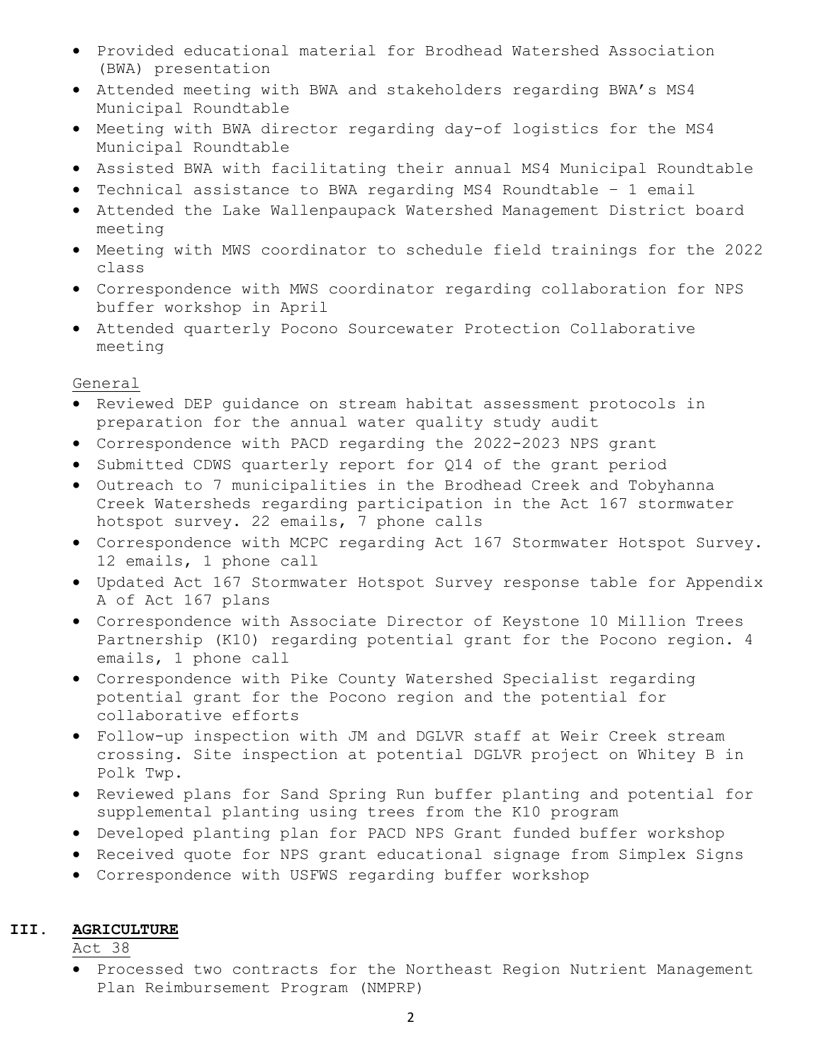- Provided educational material for Brodhead Watershed Association (BWA) presentation
- Attended meeting with BWA and stakeholders regarding BWA's MS4 Municipal Roundtable
- Meeting with BWA director regarding day-of logistics for the MS4 Municipal Roundtable
- Assisted BWA with facilitating their annual MS4 Municipal Roundtable
- Technical assistance to BWA regarding MS4 Roundtable – 1 email
- Attended the Lake Wallenpaupack Watershed Management District board meeting
- Meeting with MWS coordinator to schedule field trainings for the 2022 class
- Correspondence with MWS coordinator regarding collaboration for NPS buffer workshop in April
- Attended quarterly Pocono Sourcewater Protection Collaborative meeting

General

- Reviewed DEP guidance on stream habitat assessment protocols in preparation for the annual water quality study audit
- Correspondence with PACD regarding the 2022-2023 NPS grant
- Submitted CDWS quarterly report for Q14 of the grant period
- Outreach to 7 municipalities in the Brodhead Creek and Tobyhanna Creek Watersheds regarding participation in the Act 167 stormwater hotspot survey. 22 emails, 7 phone calls
- Correspondence with MCPC regarding Act 167 Stormwater Hotspot Survey. 12 emails, 1 phone call
- Updated Act 167 Stormwater Hotspot Survey response table for Appendix A of Act 167 plans
- Correspondence with Associate Director of Keystone 10 Million Trees Partnership (K10) regarding potential grant for the Pocono region. 4 emails, 1 phone call
- Correspondence with Pike County Watershed Specialist regarding potential grant for the Pocono region and the potential for collaborative efforts
- Follow-up inspection with JM and DGLVR staff at Weir Creek stream crossing. Site inspection at potential DGLVR project on Whitey B in Polk Twp.
- Reviewed plans for Sand Spring Run buffer planting and potential for supplemental planting using trees from the K10 program
- Developed planting plan for PACD NPS Grant funded buffer workshop
- Received quote for NPS grant educational signage from Simplex Signs
- Correspondence with USFWS regarding buffer workshop

## III. AGRICULTURE

Act 38

- Processed two contracts for the Northeast Region Nutrient Management Plan Reimbursement Program (NMPRP)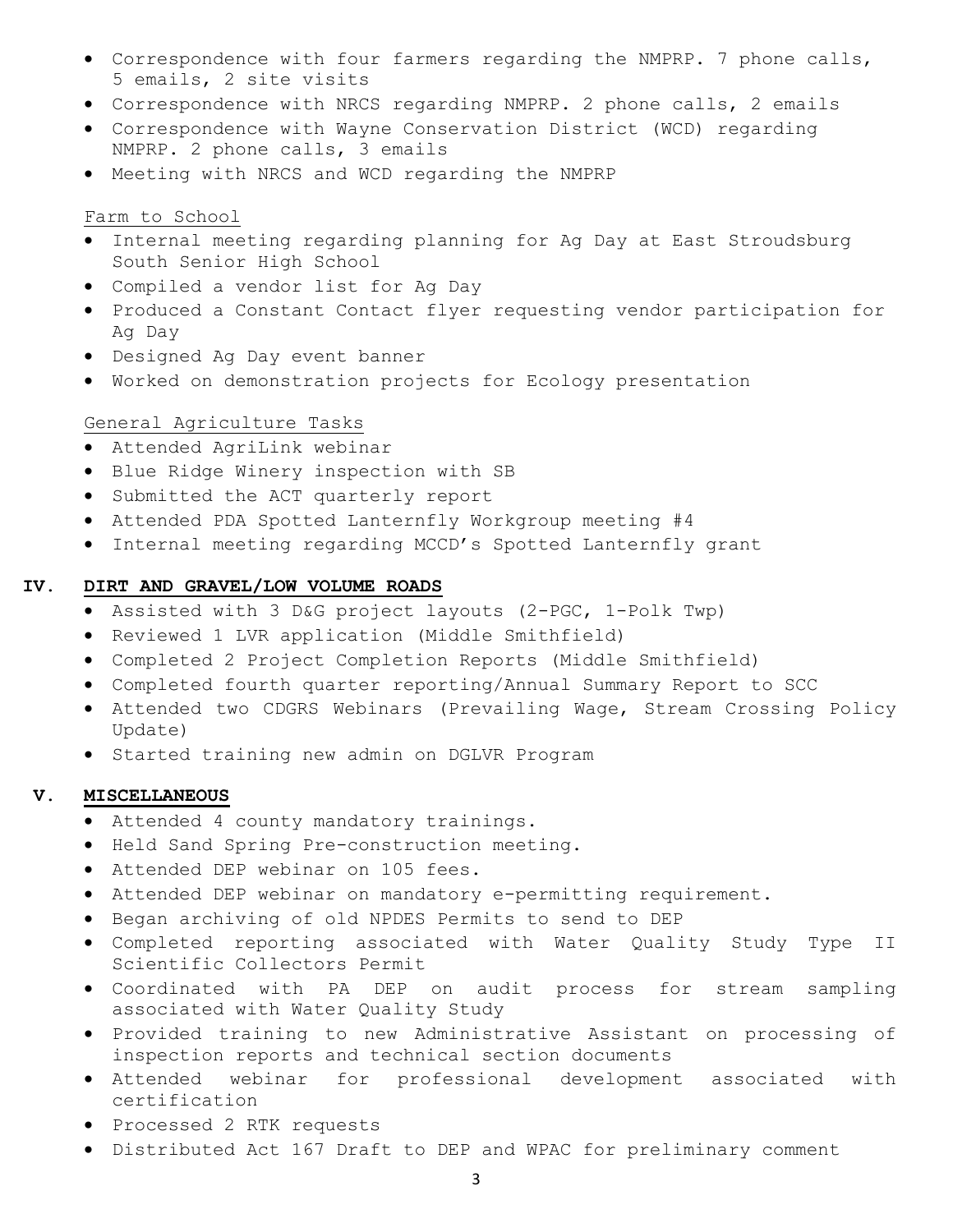- Correspondence with four farmers regarding the NMPRP. 7 phone calls, 5 emails, 2 site visits
- Correspondence with NRCS regarding NMPRP. 2 phone calls, 2 emails
- Correspondence with Wayne Conservation District (WCD) regarding NMPRP. 2 phone calls, 3 emails
- Meeting with NRCS and WCD regarding the NMPRP

<u>Farm to School</u>

- Internal meeting regarding planning for Ag Day at East Stroudsburg South Senior High School
- Compiled a vendor list for Ag Day
- Produced a Constant Contact flyer requesting vendor participation for Ag Day
- Designed Ag Day event banner
- Worked on demonstration projects for Ecology presentation

<u>General Agriculture Tasks</u>

- Attended AgriLink webinar
- Blue Ridge Winery inspection with SB
- Submitted the ACT quarterly report
- Attended PDA Spotted Lanternfly Workgroup meeting #4
- Internal meeting regarding MCCD's Spotted Lanternfly grant

## IV. DIRT AND GRAVEL/LOW VOLUME ROADS

- Assisted with 3 D&G project layouts (2-PGC, 1-Polk Twp)
- Reviewed 1 LVR application (Middle Smithfield)
- Completed 2 Project Completion Reports (Middle Smithfield)
- Completed fourth quarter reporting/Annual Summary Report to SCC
- Attended two CDGRS Webinars (Prevailing Wage, Stream Crossing Policy Update)
- Started training new admin on DGLVR Program

## V. MISCELLANEOUS

- Attended 4 county mandatory trainings.
- Held Sand Spring Pre-construction meeting.
- Attended DEP webinar on 105 fees.
- Attended DEP webinar on mandatory e-permitting requirement.
- Began archiving of old NPDES Permits to send to DEP
- Completed reporting associated with Water Quality Study Type II Scientific Collectors Permit
- Coordinated with PA DEP on audit process for stream sampling associated with Water Quality Study
- Provided training to new Administrative Assistant on processing of inspection reports and technical section documents
- Attended webinar for professional development associated with certification
- Processed 2 RTK requests
- Distributed Act 167 Draft to DEP and WPAC for preliminary comment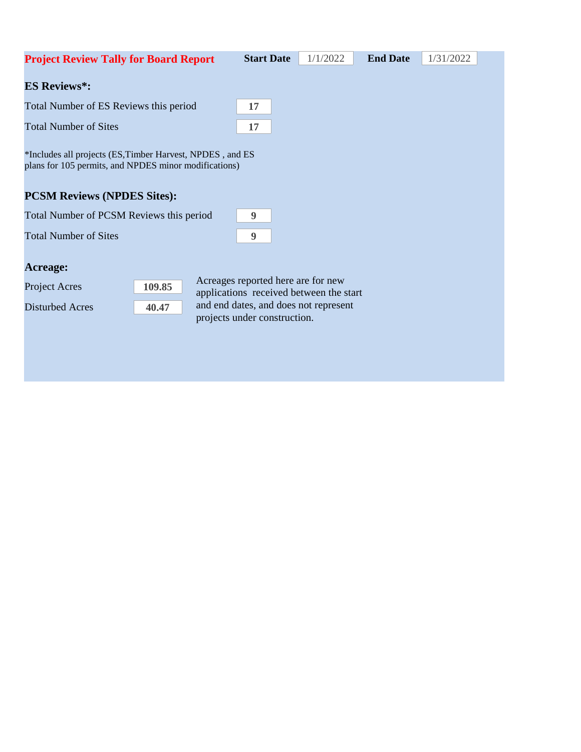## Project Review Tally for Board Report

**Start Date** 1/1/2022 **End Date** 1/31/2022

### ES Reviews*:

| | |
|---|---|
| Total Number of ES Reviews this period | **17** |
| Total Number of Sites | **17** |

*Includes all projects (ES,Timber Harvest, NPDES , and ES plans for 105 permits, and NPDES minor modifications)

### PCSM Reviews (NPDES Sites):

| | |
|---|---|
| Total Number of PCSM Reviews this period | **9** |
| Total Number of Sites | **9** |

### Acreage:

| | |
|---|---|
| Project Acres | **109.85** |
| Disturbed Acres | **40.47** |

Acreages reported here are for new applications received between the start and end dates, and does not represent projects under construction.